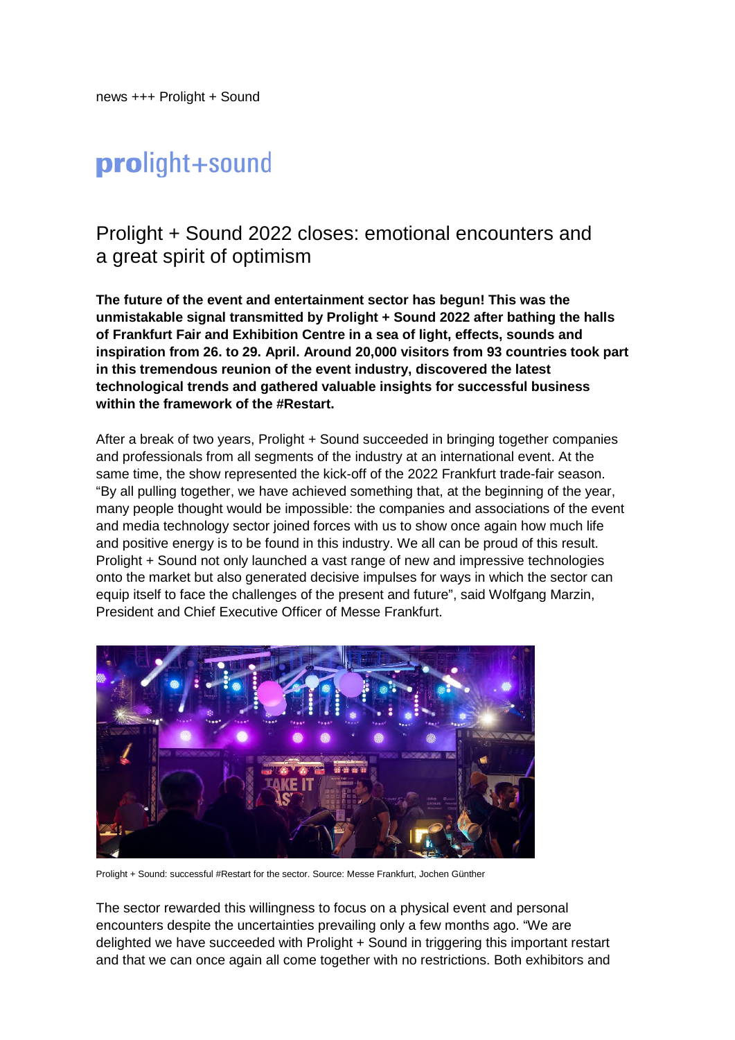news +++ Prolight + Sound

**pro**light+sound

# Prolight + Sound 2022 closes: emotional encounters and a great spirit of optimism

**The future of the event and entertainment sector has begun! This was the unmistakable signal transmitted by Prolight + Sound 2022 after bathing the halls of Frankfurt Fair and Exhibition Centre in a sea of light, effects, sounds and inspiration from 26. to 29. April. Around 20,000 visitors from 93 countries took part in this tremendous reunion of the event industry, discovered the latest technological trends and gathered valuable insights for successful business within the framework of the #Restart.**

After a break of two years, Prolight + Sound succeeded in bringing together companies and professionals from all segments of the industry at an international event. At the same time, the show represented the kick-off of the 2022 Frankfurt trade-fair season. "By all pulling together, we have achieved something that, at the beginning of the year, many people thought would be impossible: the companies and associations of the event and media technology sector joined forces with us to show once again how much life and positive energy is to be found in this industry. We all can be proud of this result. Prolight + Sound not only launched a vast range of new and impressive technologies onto the market but also generated decisive impulses for ways in which the sector can equip itself to face the challenges of the present and future", said Wolfgang Marzin, President and Chief Executive Officer of Messe Frankfurt.

Prolight + Sound: successful #Restart for the sector. Source: Messe Frankfurt, Jochen Günther

The sector rewarded this willingness to focus on a physical event and personal encounters despite the uncertainties prevailing only a few months ago. "We are delighted we have succeeded with Prolight + Sound in triggering this important restart and that we can once again all come together with no restrictions. Both exhibitors and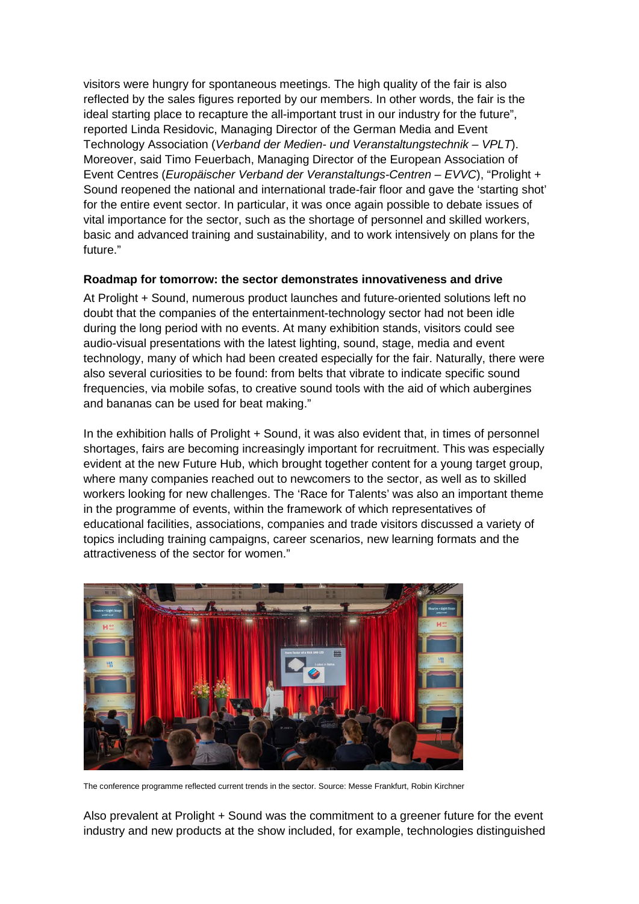visitors were hungry for spontaneous meetings. The high quality of the fair is also reflected by the sales figures reported by our members. In other words, the fair is the ideal starting place to recapture the all-important trust in our industry for the future", reported Linda Residovic, Managing Director of the German Media and Event Technology Association (*Verband der Medien- und Veranstaltungstechnik – VPLT*). Moreover, said Timo Feuerbach, Managing Director of the European Association of Event Centres (*Europäischer Verband der Veranstaltungs-Centren – EVVC*), "Prolight + Sound reopened the national and international trade-fair floor and gave the 'starting shot' for the entire event sector. In particular, it was once again possible to debate issues of vital importance for the sector, such as the shortage of personnel and skilled workers, basic and advanced training and sustainability, and to work intensively on plans for the future."

**Roadmap for tomorrow: the sector demonstrates innovativeness and drive**

At Prolight + Sound, numerous product launches and future-oriented solutions left no doubt that the companies of the entertainment-technology sector had not been idle during the long period with no events. At many exhibition stands, visitors could see audio-visual presentations with the latest lighting, sound, stage, media and event technology, many of which had been created especially for the fair. Naturally, there were also several curiosities to be found: from belts that vibrate to indicate specific sound frequencies, via mobile sofas, to creative sound tools with the aid of which aubergines and bananas can be used for beat making."

In the exhibition halls of Prolight + Sound, it was also evident that, in times of personnel shortages, fairs are becoming increasingly important for recruitment. This was especially evident at the new Future Hub, which brought together content for a young target group, where many companies reached out to newcomers to the sector, as well as to skilled workers looking for new challenges. The 'Race for Talents' was also an important theme in the programme of events, within the framework of which representatives of educational facilities, associations, companies and trade visitors discussed a variety of topics including training campaigns, career scenarios, new learning formats and the attractiveness of the sector for women."

The conference programme reflected current trends in the sector. Source: Messe Frankfurt, Robin Kirchner

Also prevalent at Prolight + Sound was the commitment to a greener future for the event industry and new products at the show included, for example, technologies distinguished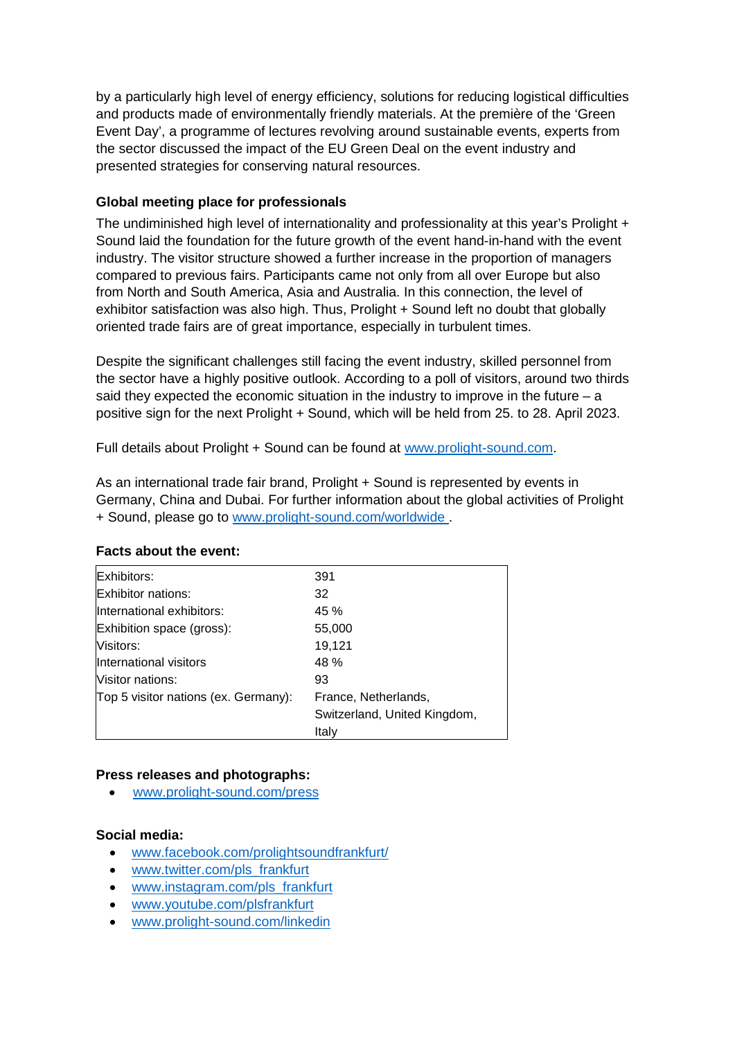by a particularly high level of energy efficiency, solutions for reducing logistical difficulties and products made of environmentally friendly materials. At the première of the 'Green Event Day', a programme of lectures revolving around sustainable events, experts from the sector discussed the impact of the EU Green Deal on the event industry and presented strategies for conserving natural resources.

**Global meeting place for professionals**

The undiminished high level of internationality and professionality at this year's Prolight + Sound laid the foundation for the future growth of the event hand-in-hand with the event industry. The visitor structure showed a further increase in the proportion of managers compared to previous fairs. Participants came not only from all over Europe but also from North and South America, Asia and Australia. In this connection, the level of exhibitor satisfaction was also high. Thus, Prolight + Sound left no doubt that globally oriented trade fairs are of great importance, especially in turbulent times.

Despite the significant challenges still facing the event industry, skilled personnel from the sector have a highly positive outlook. According to a poll of visitors, around two thirds said they expected the economic situation in the industry to improve in the future – a positive sign for the next Prolight + Sound, which will be held from 25. to 28. April 2023.

Full details about Prolight + Sound can be found at www.prolight-sound.com.

As an international trade fair brand, Prolight + Sound is represented by events in Germany, China and Dubai. For further information about the global activities of Prolight + Sound, please go to www.prolight-sound.com/worldwide .

**Facts about the event:**

| | |
|---|---|
| Exhibitors: | 391 |
| Exhibitor nations: | 32 |
| International exhibitors: | 45 % |
| Exhibition space (gross): | 55,000 |
| Visitors: | 19,121 |
| International visitors | 48 % |
| Visitor nations: | 93 |
| Top 5 visitor nations (ex. Germany): | France, Netherlands, Switzerland, United Kingdom, Italy |

**Press releases and photographs:**

- www.prolight-sound.com/press

**Social media:**

- www.facebook.com/prolightsoundfrankfurt/
- www.twitter.com/pls_frankfurt
- www.instagram.com/pls_frankfurt
- www.youtube.com/plsfrankfurt
- www.prolight-sound.com/linkedin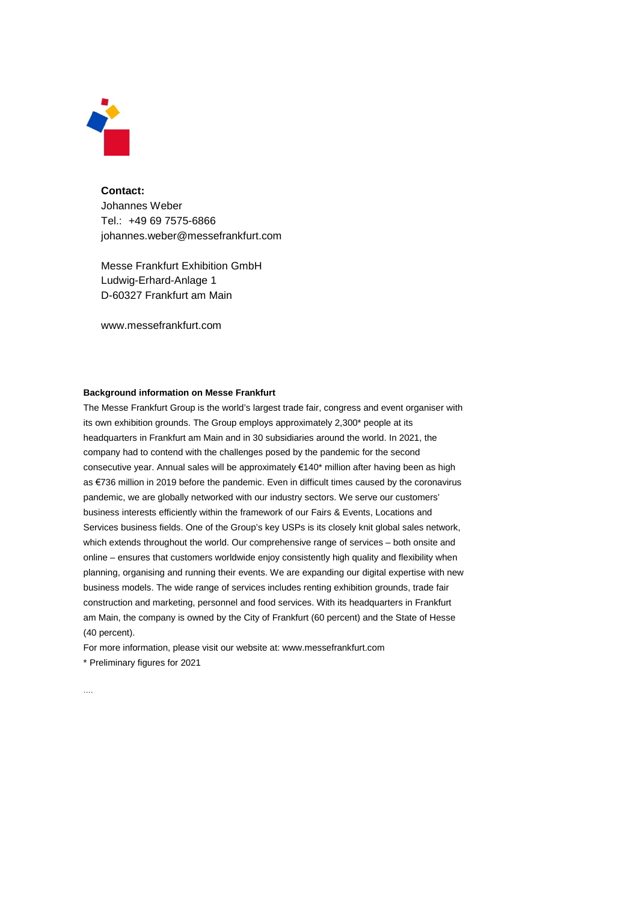**Contact:**
Johannes Weber
Tel.: +49 69 7575-6866
johannes.weber@messefrankfurt.com

Messe Frankfurt Exhibition GmbH
Ludwig-Erhard-Anlage 1
D-60327 Frankfurt am Main

www.messefrankfurt.com

**Background information on Messe Frankfurt**

The Messe Frankfurt Group is the world's largest trade fair, congress and event organiser with its own exhibition grounds. The Group employs approximately 2,300* people at its headquarters in Frankfurt am Main and in 30 subsidiaries around the world. In 2021, the company had to contend with the challenges posed by the pandemic for the second consecutive year. Annual sales will be approximately €140* million after having been as high as €736 million in 2019 before the pandemic. Even in difficult times caused by the coronavirus pandemic, we are globally networked with our industry sectors. We serve our customers' business interests efficiently within the framework of our Fairs & Events, Locations and Services business fields. One of the Group's key USPs is its closely knit global sales network, which extends throughout the world. Our comprehensive range of services – both onsite and online – ensures that customers worldwide enjoy consistently high quality and flexibility when planning, organising and running their events. We are expanding our digital expertise with new business models. The wide range of services includes renting exhibition grounds, trade fair construction and marketing, personnel and food services. With its headquarters in Frankfurt am Main, the company is owned by the City of Frankfurt (60 percent) and the State of Hesse (40 percent).

For more information, please visit our website at: www.messefrankfurt.com

* Preliminary figures for 2021

....